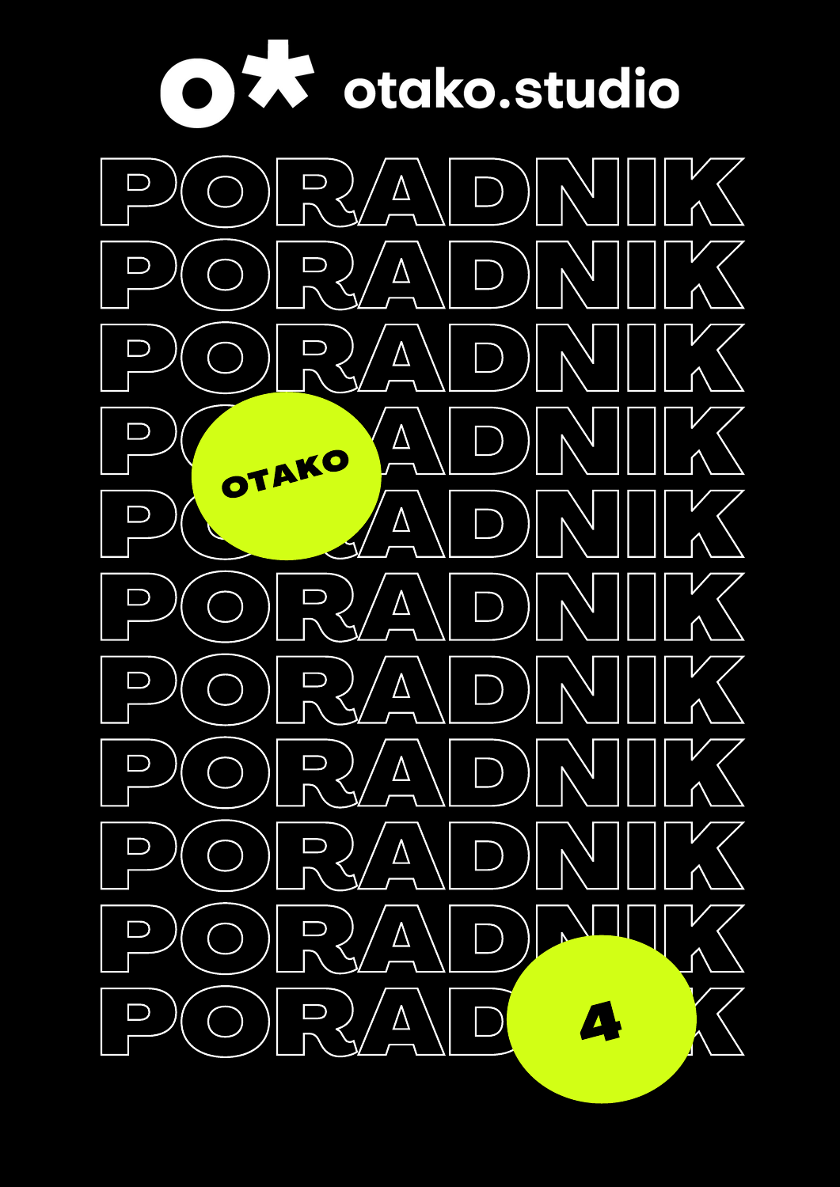otako.studio

# PORADNIK

PORADNIK

PORADNIK

PORADNIK

PORADNIK

PORADNIK

PORADNIK

PORADNIK

PORADNIK

PORADNIK

PORADNIK

OTAKO

4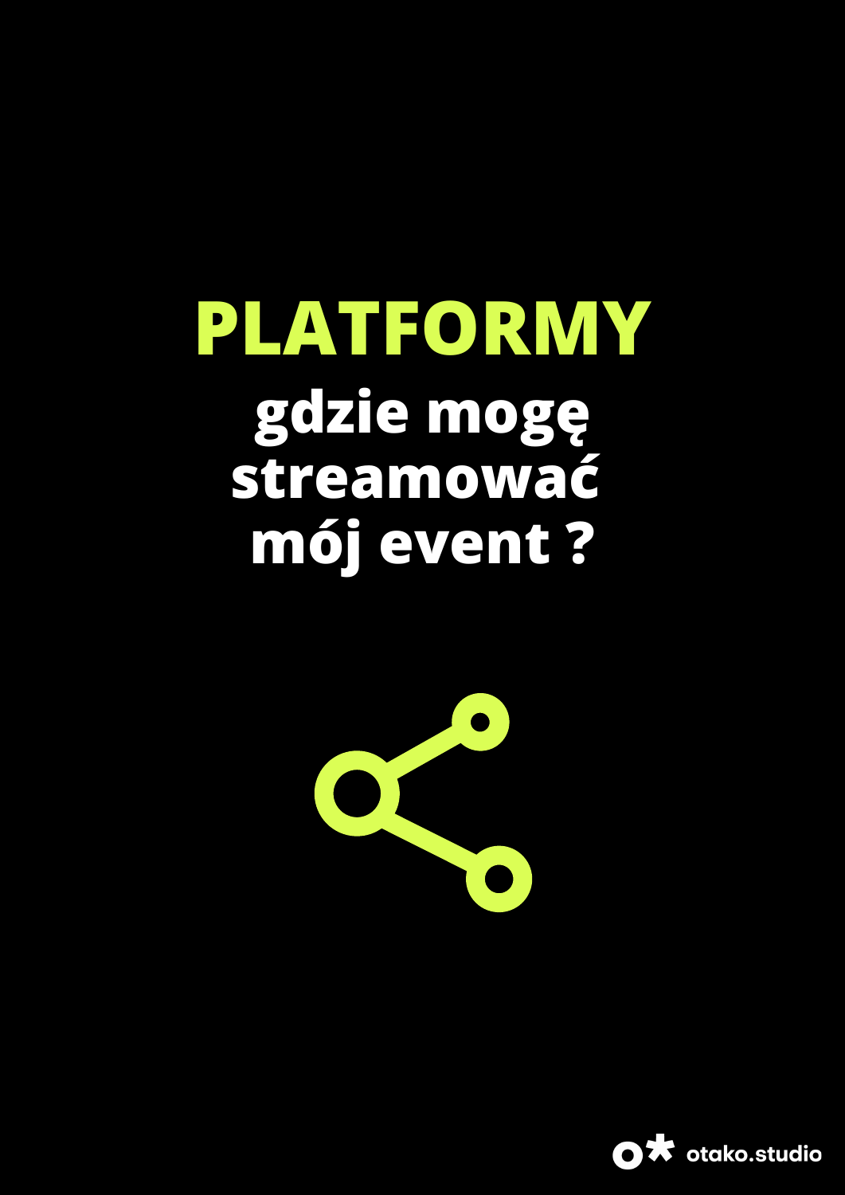# PLATFORMY

## gdzie mogę streamować mój event ?

otako.studio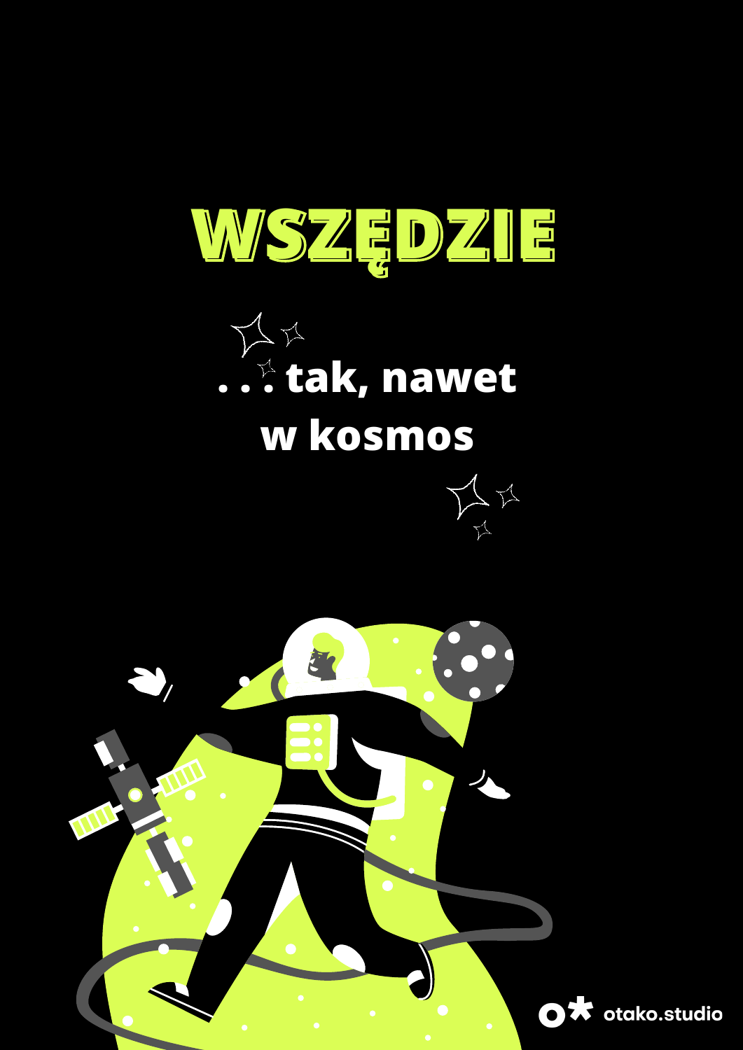# WSZĘDZIE

. . . tak, nawet w kosmos

otako.studio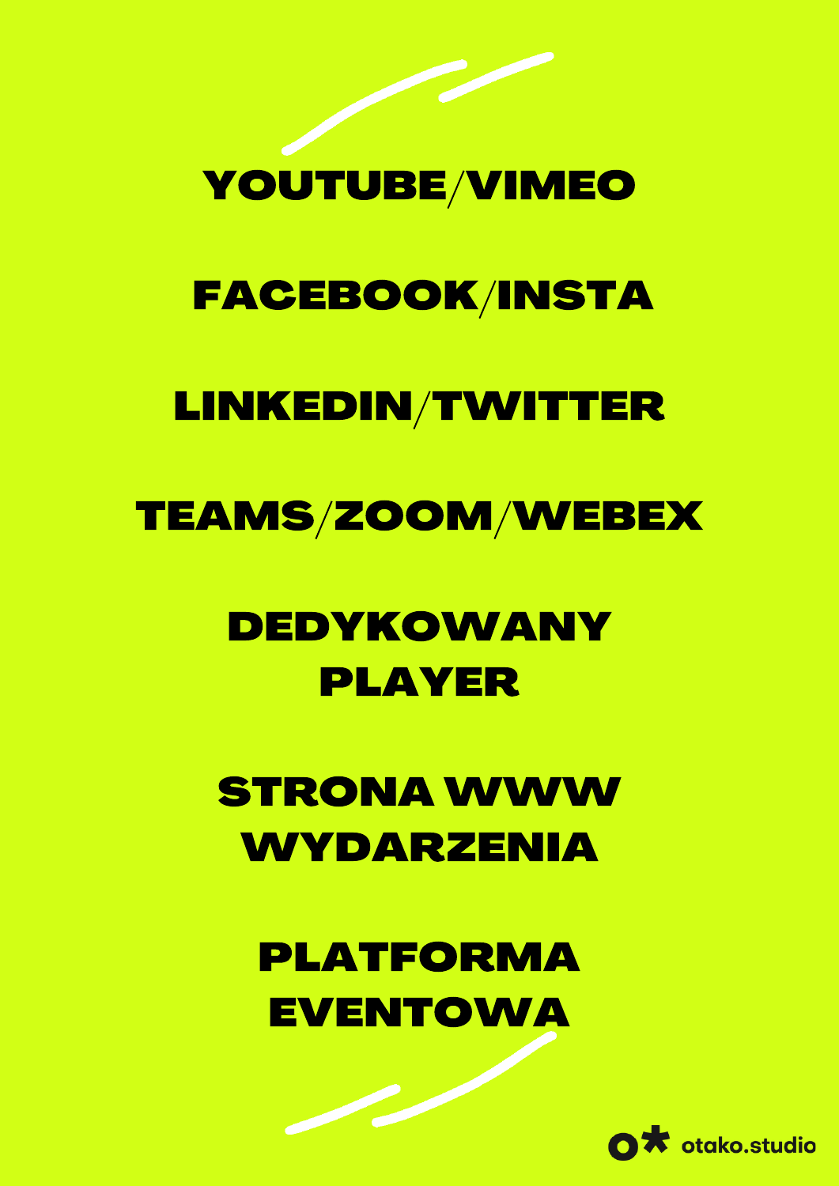**YOUTUBE/VIMEO**

**FACEBOOK/INSTA**

**LINKEDIN/TWITTER**

**TEAMS/ZOOM/WEBEX**

**DEDYKOWANY PLAYER**

**STRONA WWW WYDARZENIA**

**PLATFORMA EVENTOWA**

o* otako.studio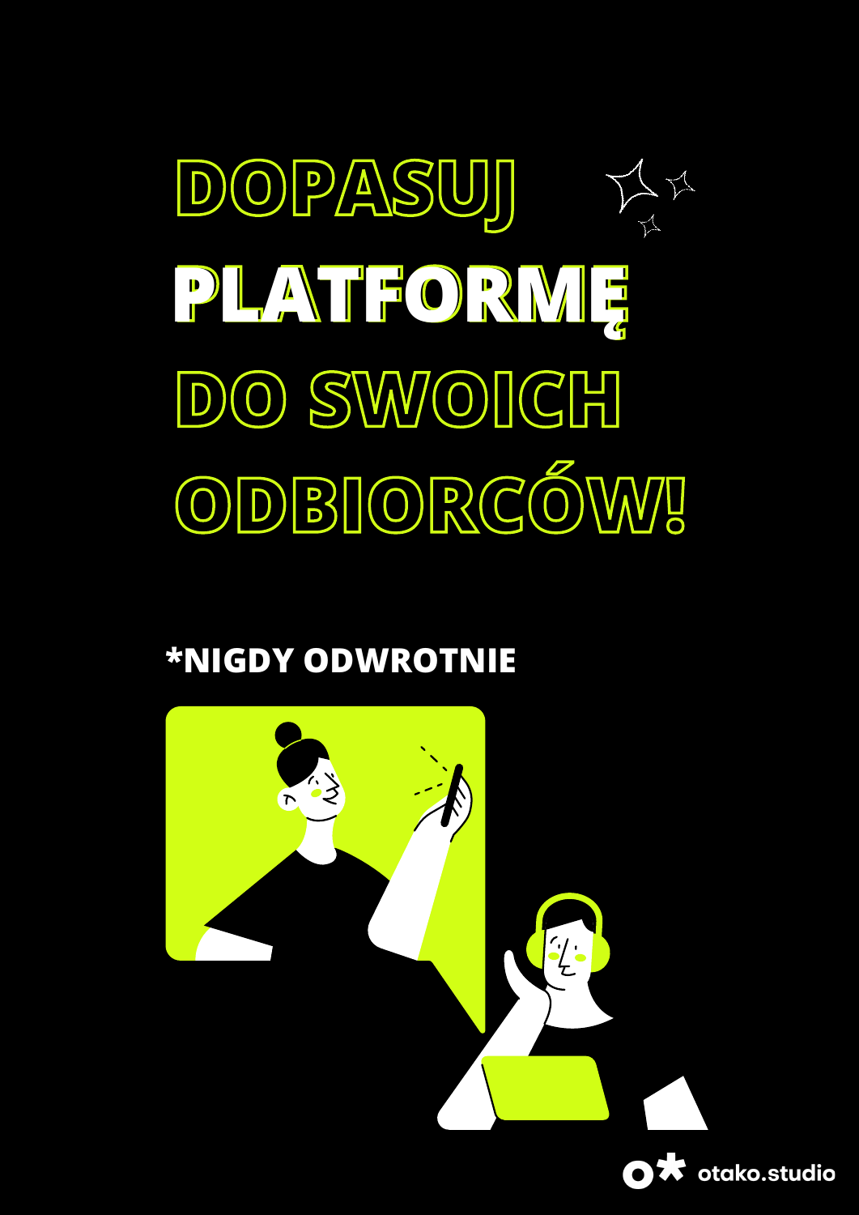# DOPASUJ **PLATFORMĘ** DO SWOICH ODBIORCÓW!

**\*NIGDY ODWROTNIE**

# DOPASUJ **PLATFORMĘ** DO SWOICH ODBIORCÓW!

**\*NIGDY ODWROTNIE**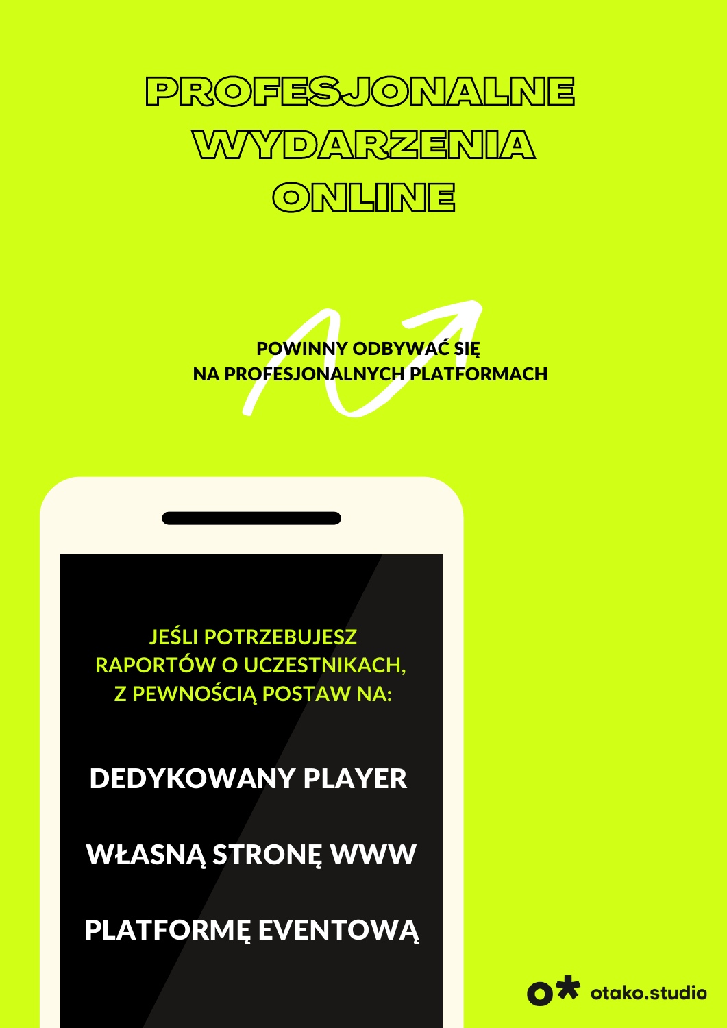# PROFESJONALNE WYDARZENIA ONLINE

**POWINNY ODBYWAĆ SIĘ NA PROFESJONALNYCH PLATFORMACH**

JEŚLI POTRZEBUJESZ RAPORTÓW O UCZESTNIKACH, Z PEWNOŚCIĄ POSTAW NA:

**DEDYKOWANY PLAYER**

**WŁASNĄ STRONĘ WWW**

**PLATFORMĘ EVENTOWĄ**

otako.studio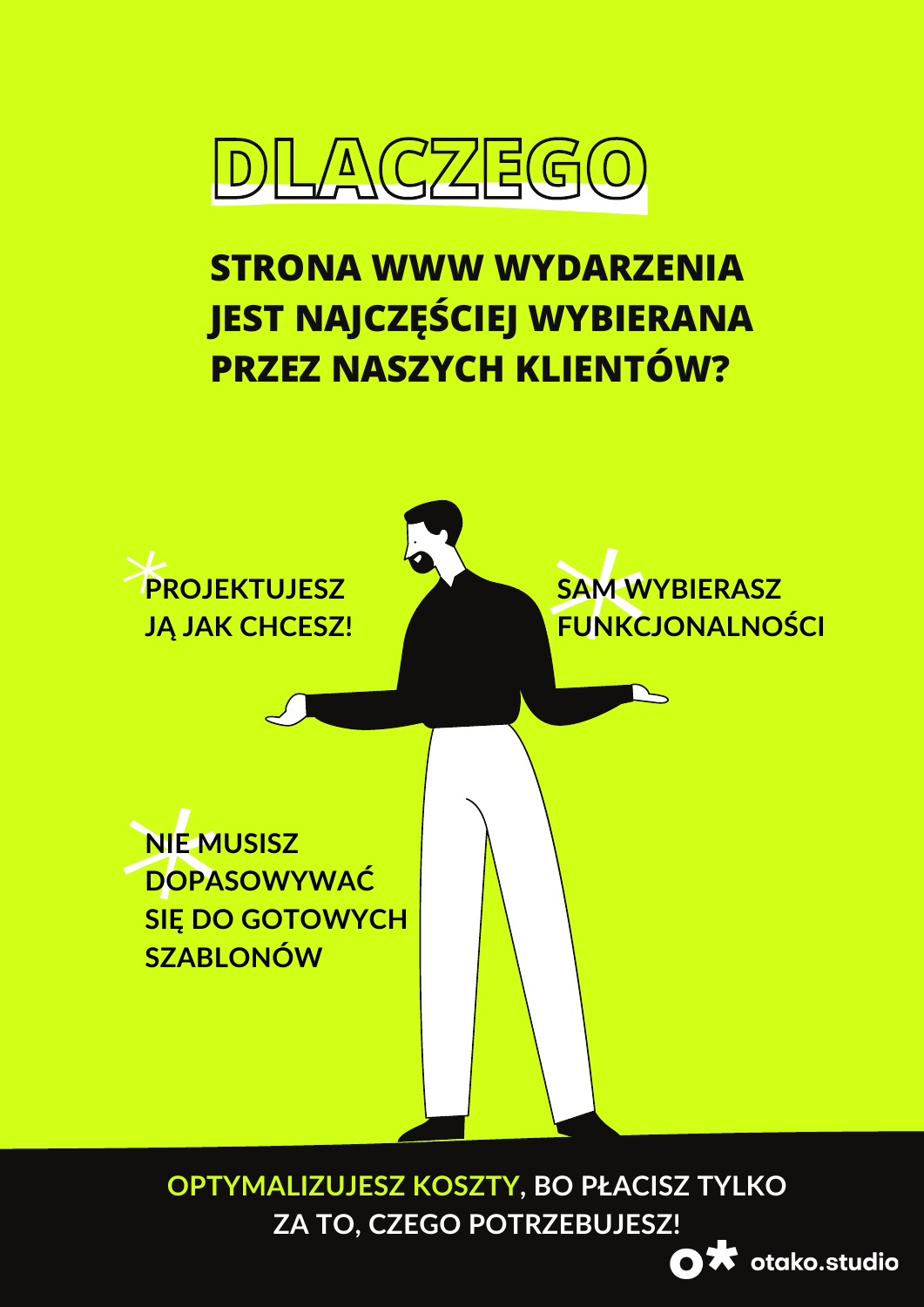# DLACZEGO

## STRONA WWW WYDARZENIA JEST NAJCZĘŚCIEJ WYBIERANA PRZEZ NASZYCH KLIENTÓW?

- **PROJEKTUJESZ JĄ JAK CHCESZ!**
- **SAM WYBIERASZ FUNKCJONALNOŚCI**
- **NIE MUSISZ DOPASOWYWAĆ SIĘ DO GOTOWYCH SZABLONÓW**

**OPTYMALIZUJESZ KOSZTY, BO PŁACISZ TYLKO ZA TO, CZEGO POTRZEBUJESZ!**

otako.studio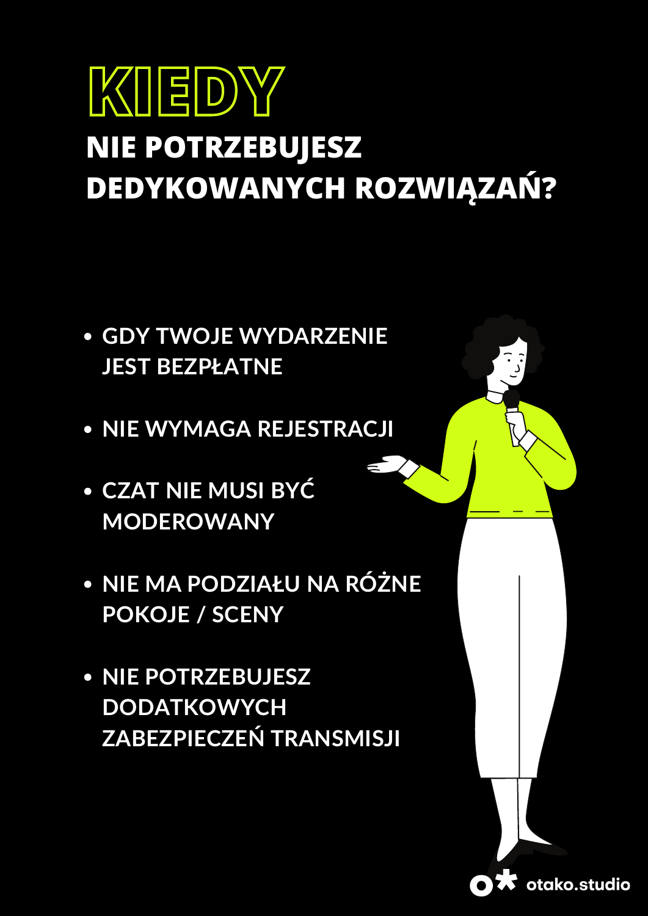# KIEDY

## NIE POTRZEBUJESZ DEDYKOWANYCH ROZWIĄZAŃ?

- **GDY TWOJE WYDARZENIE JEST BEZPŁATNE**
- **NIE WYMAGA REJESTRACJI**
- **CZAT NIE MUSI BYĆ MODEROWANY**
- **NIE MA PODZIAŁU NA RÓŻNE POKOJE / SCENY**
- **NIE POTRZEBUJESZ DODATKOWYCH ZABEZPIECZEŃ TRANSMISJI**

otako.studio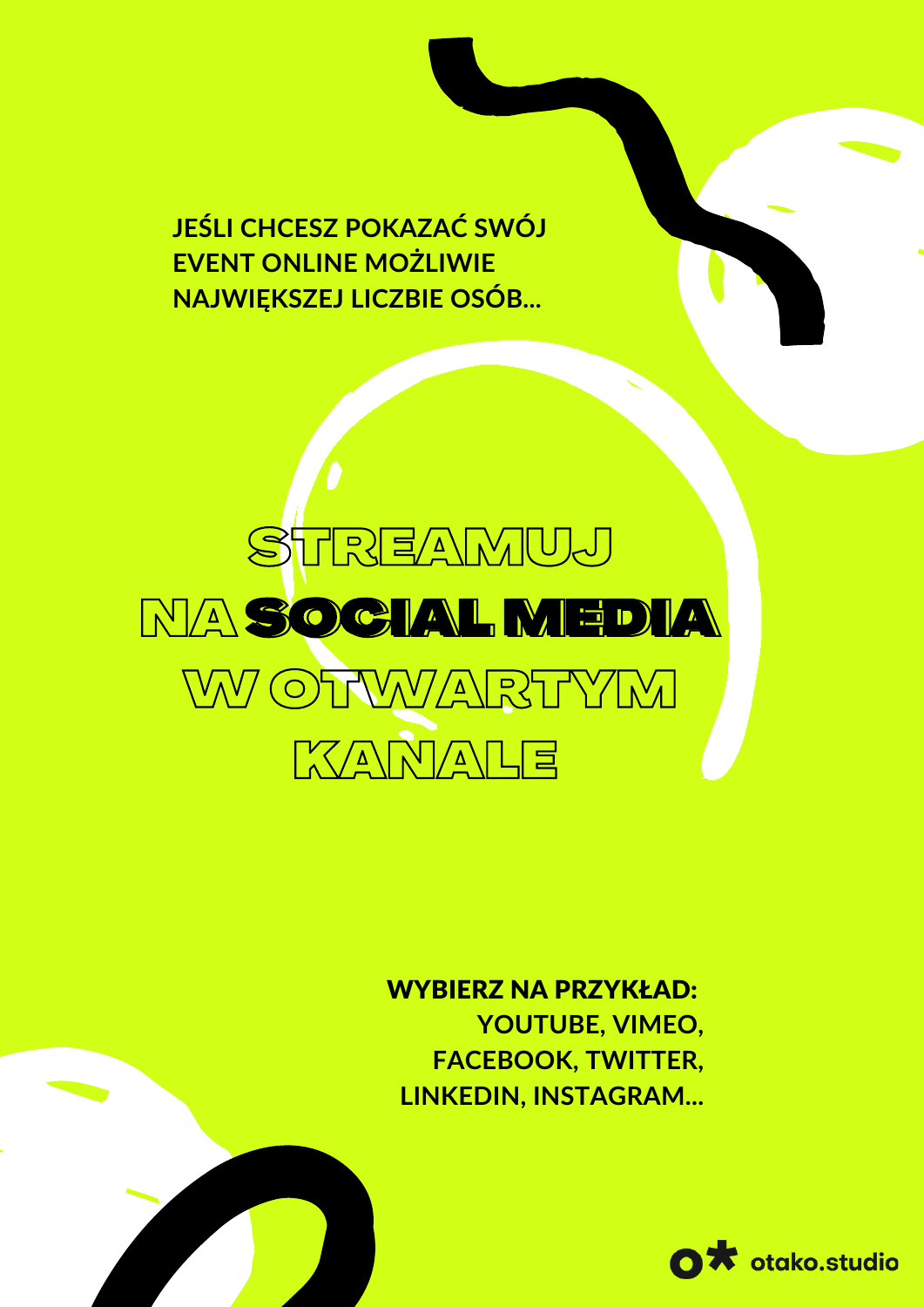**JEŚLI CHCESZ POKAZAĆ SWÓJ EVENT ONLINE MOŻLIWIE NAJWIĘKSZEJ LICZBIE OSÓB...**

# STREAMUJ NA SOCIAL MEDIA W OTWARTYM KANALE

**WYBIERZ NA PRZYKŁAD:**
**YOUTUBE, VIMEO, FACEBOOK, TWITTER, LINKEDIN, INSTAGRAM...**

otako.studio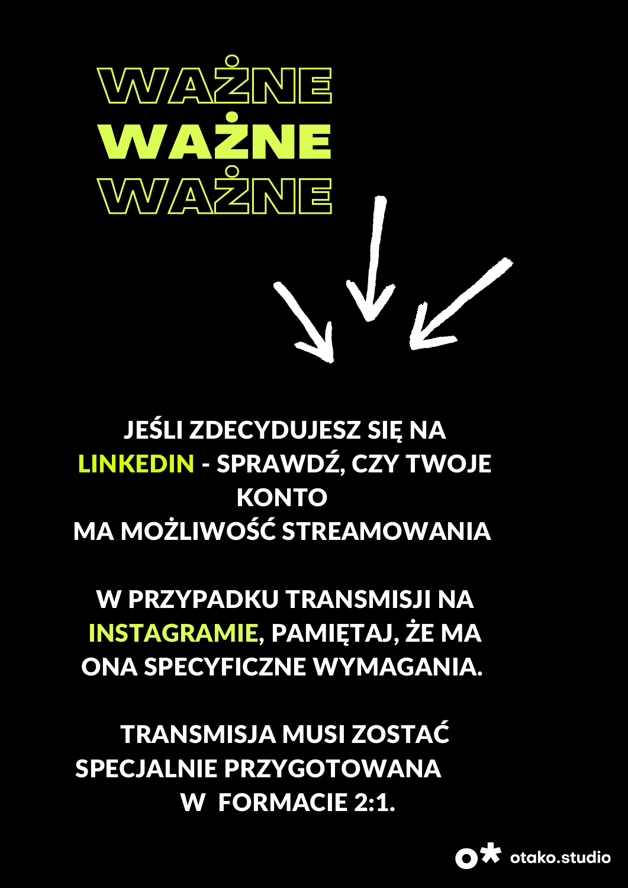# WAŻNE
# WAŻNE
# WAŻNE

JEŚLI ZDECYDUJESZ SIĘ NA **LINKEDIN** - SPRAWDŹ, CZY TWOJE KONTO MA MOŻLIWOŚĆ STREAMOWANIA

W PRZYPADKU TRANSMISJI NA **INSTAGRAMIE**, PAMIĘTAJ, ŻE MA ONA SPECYFICZNE WYMAGANIA.

TRANSMISJA MUSI ZOSTAĆ SPECJALNIE PRZYGOTOWANA W FORMACIE 2:1.

otako.studio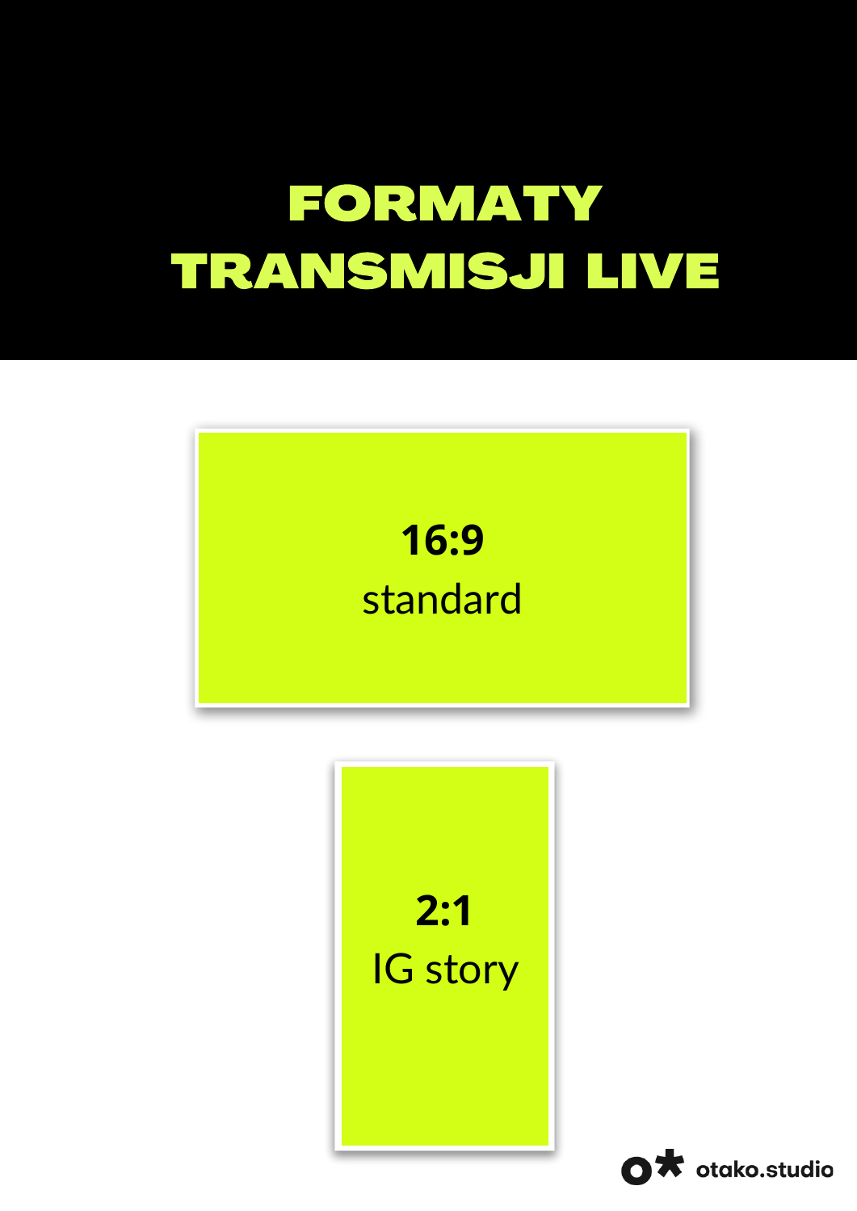# FORMATY TRANSMISJI LIVE

**16:9**
standard

**2:1**
IG story

otako.studio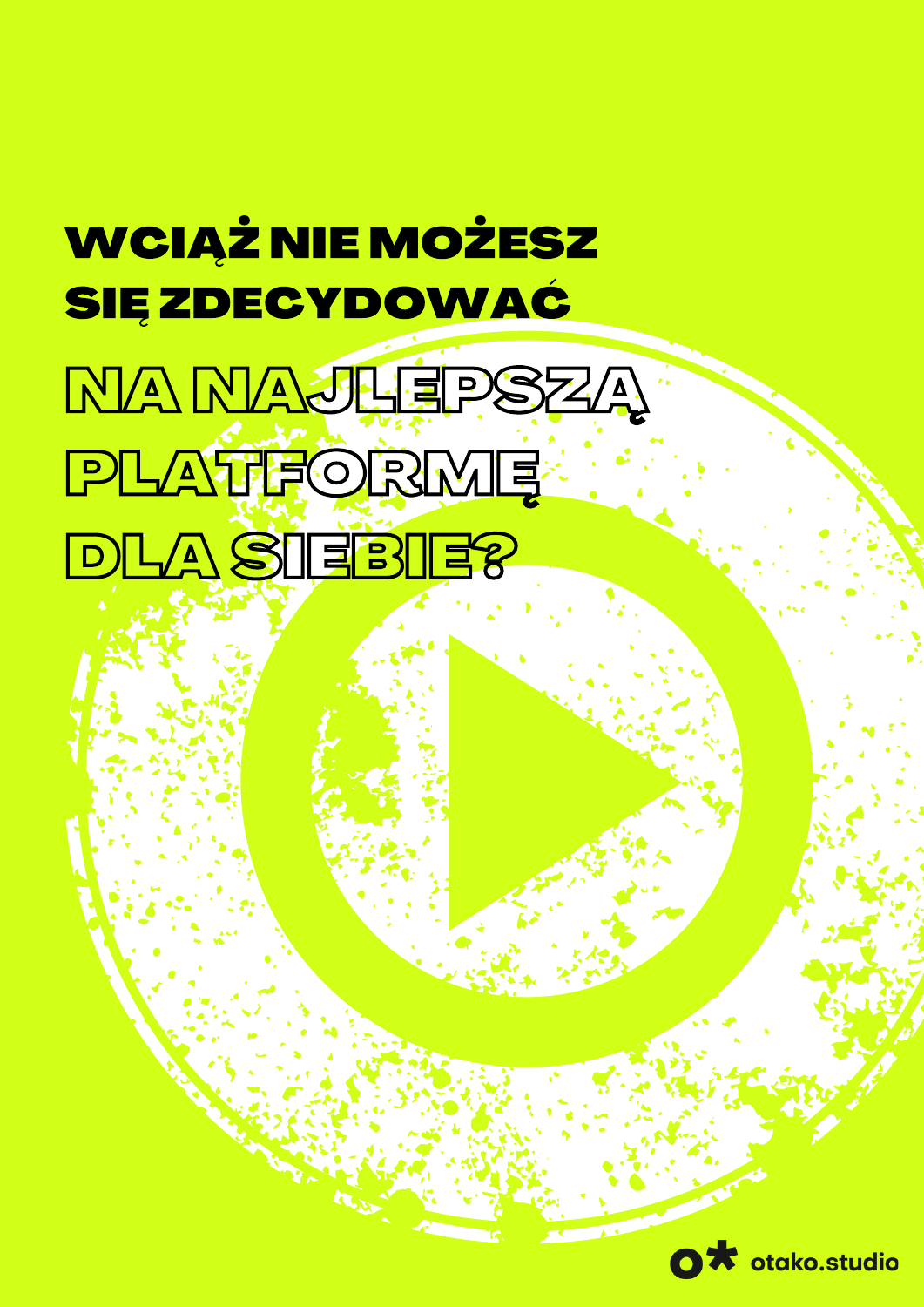# WCIĄŻ NIE MOŻESZ SIĘ ZDECYDOWAĆ

# NA NAJLEPSZĄ PLATFORMĘ DLA SIEBIE?

otako.studio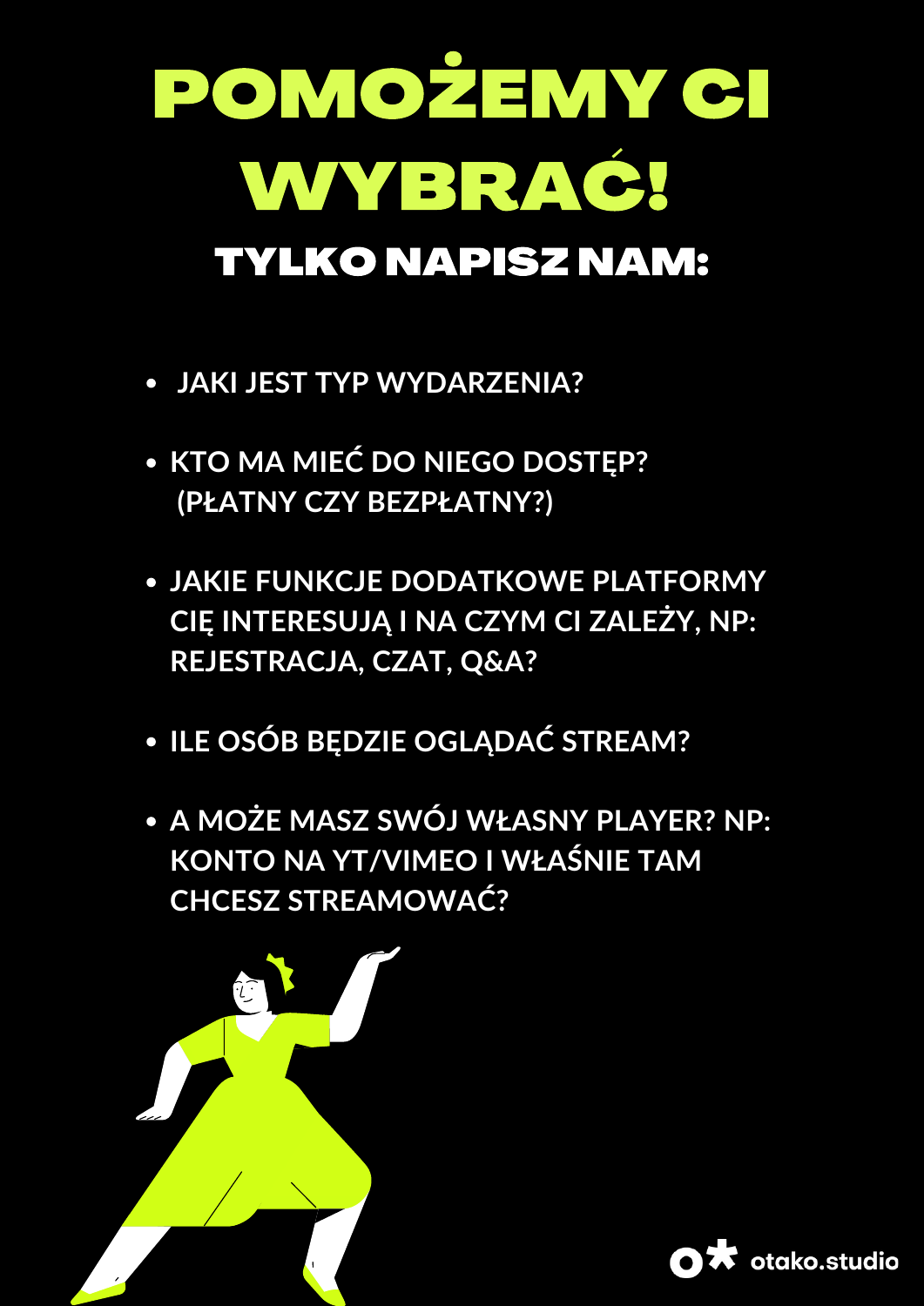# POMOŻEMY CI WYBRAĆ!

## TYLKO NAPISZ NAM:

- JAKI JEST TYP WYDARZENIA?
- KTO MA MIEĆ DO NIEGO DOSTĘP? (PŁATNY CZY BEZPŁATNY?)
- JAKIE FUNKCJE DODATKOWE PLATFORMY CIĘ INTERESUJĄ I NA CZYM CI ZALEŻY, NP: REJESTRACJA, CZAT, Q&A?
- ILE OSÓB BĘDZIE OGLĄDAĆ STREAM?
- A MOŻE MASZ SWÓJ WŁASNY PLAYER? NP: KONTO NA YT/VIMEO I WŁAŚNIE TAM CHCESZ STREAMOWAĆ?

o* otako.studio